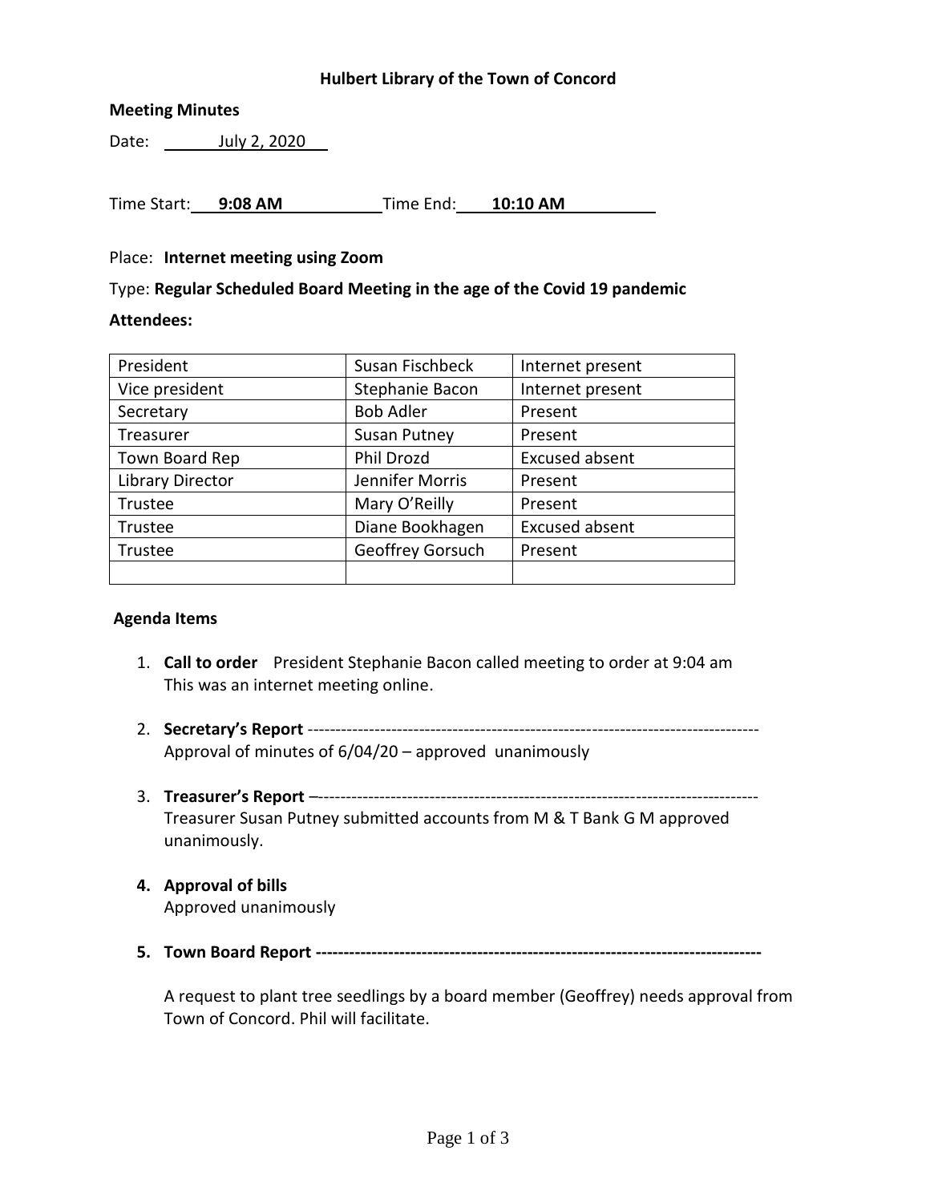**Hulbert Library of the Town of Concord**

**Meeting Minutes**

Date: July 2, 2020

Time Start: **9:08 AM** Time End: **10:10 AM**

Place: **Internet meeting using Zoom**

Type: **Regular Scheduled Board Meeting in the age of the Covid 19 pandemic**

**Attendees:**

| | | |
|---|---|---|
| President | Susan Fischbeck | Internet present |
| Vice president | Stephanie Bacon | Internet present |
| Secretary | Bob Adler | Present |
| Treasurer | Susan Putney | Present |
| Town Board Rep | Phil Drozd | Excused absent |
| Library Director | Jennifer Morris | Present |
| Trustee | Mary O'Reilly | Present |
| Trustee | Diane Bookhagen | Excused absent |
| Trustee | Geoffrey Gorsuch | Present |
| | | |

**Agenda Items**

1. **Call to order** President Stephanie Bacon called meeting to order at 9:04 am This was an internet meeting online.

2. **Secretary's Report** --------------------------------------------------------------------------------
   Approval of minutes of 6/04/20 – approved unanimously

3. **Treasurer's Report** –------------------------------------------------------------------------------
   Treasurer Susan Putney submitted accounts from M & T Bank G M approved unanimously.

4. **Approval of bills**
   Approved unanimously

5. **Town Board Report --------------------------------------------------------------------------------**

   A request to plant tree seedlings by a board member (Geoffrey) needs approval from Town of Concord. Phil will facilitate.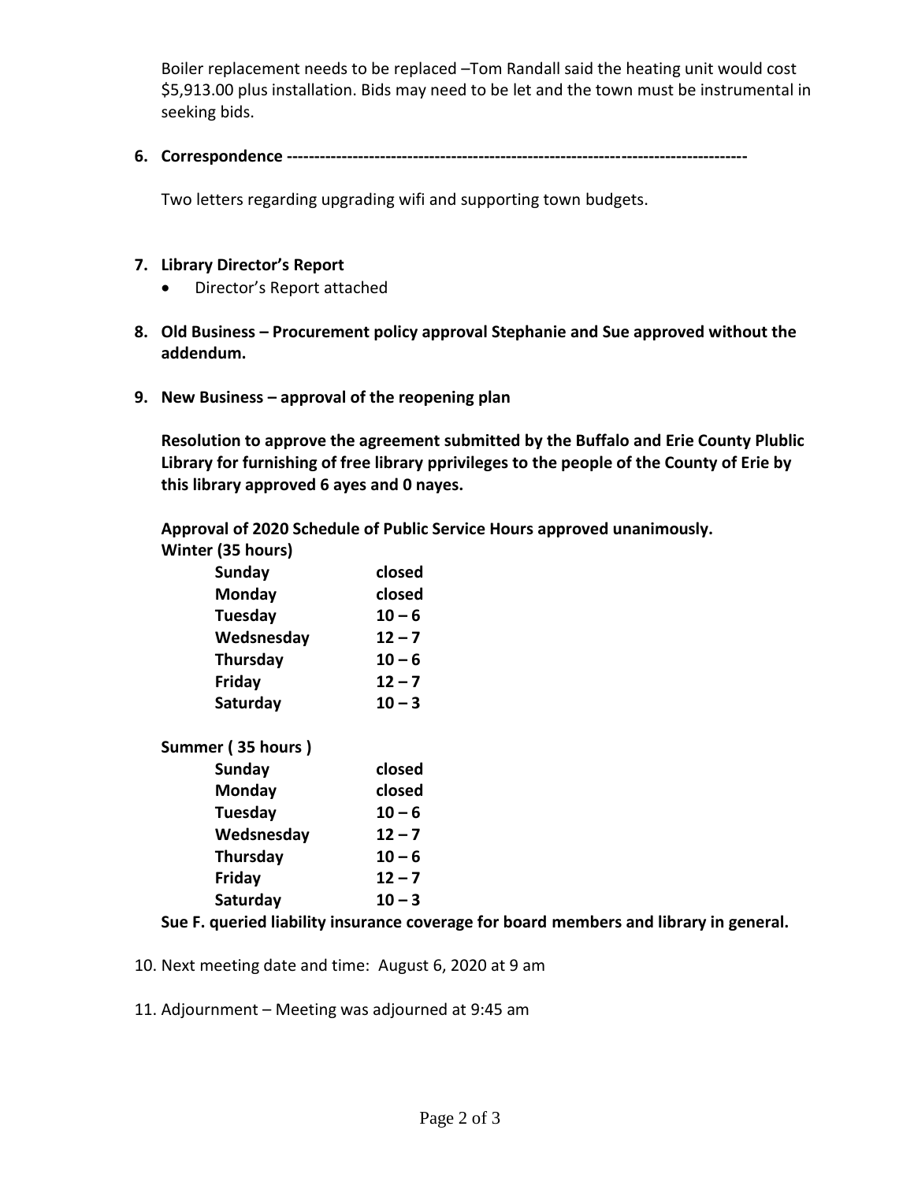Boiler replacement needs to be replaced –Tom Randall said the heating unit would cost $5,913.00 plus installation. Bids may need to be let and the town must be instrumental in seeking bids.

6. **Correspondence -----------------------------------------------------------------------------------**

   Two letters regarding upgrading wifi and supporting town budgets.

7. **Library Director's Report**
   - Director's Report attached

8. **Old Business – Procurement policy approval Stephanie and Sue approved without the addendum.**

9. **New Business – approval of the reopening plan**

   **Resolution to approve the agreement submitted by the Buffalo and Erie County Plublic Library for furnishing of free library pprivileges to the people of the County of Erie by this library approved 6 ayes and 0 nayes.**

   **Approval of 2020 Schedule of Public Service Hours approved unanimously.**

   **Winter (35 hours)**

   | | |
   |---|---|
   | **Sunday** | **closed** |
   | **Monday** | **closed** |
   | **Tuesday** | **10 – 6** |
   | **Wedsnesday** | **12 – 7** |
   | **Thursday** | **10 – 6** |
   | **Friday** | **12 – 7** |
   | **Saturday** | **10 – 3** |

   **Summer ( 35 hours )**

   | | |
   |---|---|
   | **Sunday** | **closed** |
   | **Monday** | **closed** |
   | **Tuesday** | **10 – 6** |
   | **Wedsnesday** | **12 – 7** |
   | **Thursday** | **10 – 6** |
   | **Friday** | **12 – 7** |
   | **Saturday** | **10 – 3** |

   **Sue F. queried liability insurance coverage for board members and library in general.**

10. Next meeting date and time: August 6, 2020 at 9 am

11. Adjournment – Meeting was adjourned at 9:45 am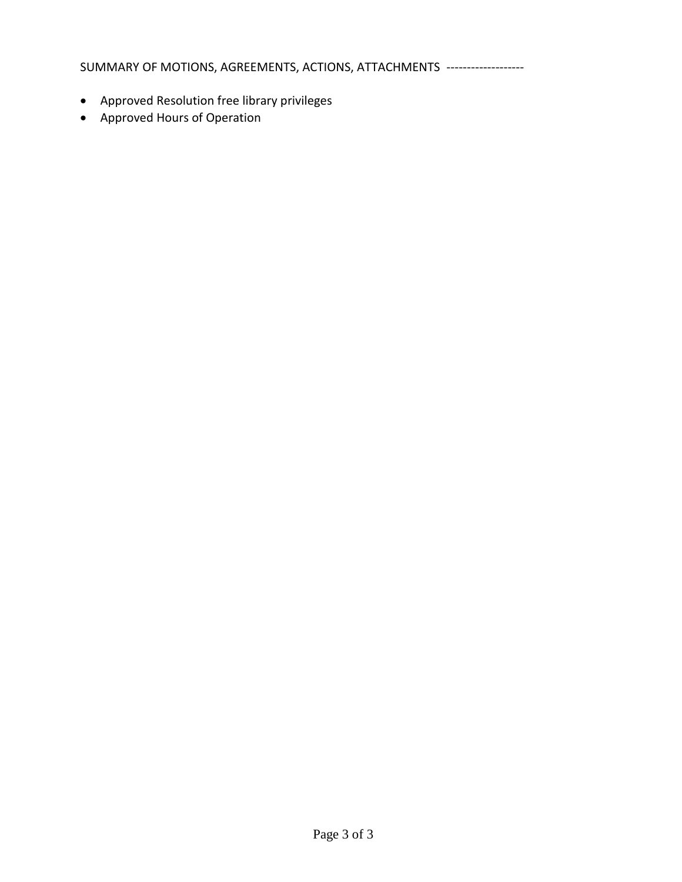SUMMARY OF MOTIONS, AGREEMENTS, ACTIONS, ATTACHMENTS -------------------

- Approved Resolution free library privileges
- Approved Hours of Operation